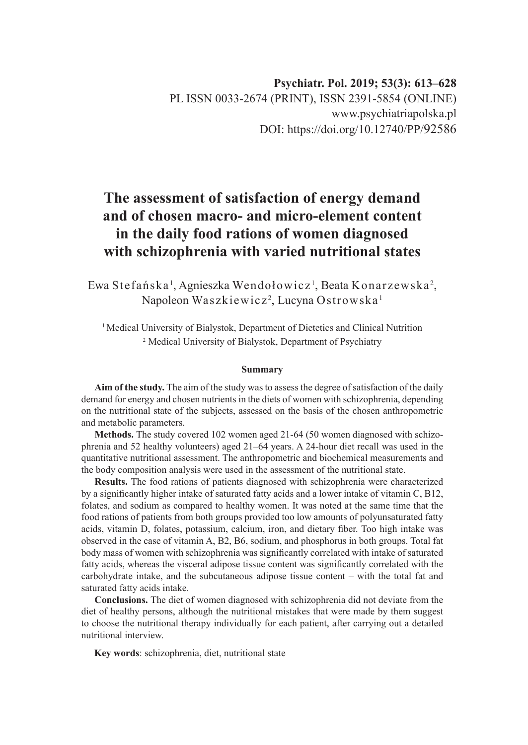Psychiatr. Pol. 2019; 53(3): 613–628
PL ISSN 0033-2674 (PRINT), ISSN 2391-5854 (ONLINE)
www.psychiatriapolska.pl
DOI: https://doi.org/10.12740/PP/92586

# The assessment of satisfaction of energy demand and of chosen macro- and micro-element content in the daily food rations of women diagnosed with schizophrenia with varied nutritional states

Ewa Stefańska[1], Agnieszka Wendołowicz[1], Beata Konarzewska[2], Napoleon Waszkiewicz[2], Lucyna Ostrowska[1]

[1] Medical University of Bialystok, Department of Dietetics and Clinical Nutrition
[2] Medical University of Bialystok, Department of Psychiatry

### Summary

**Aim of the study.** The aim of the study was to assess the degree of satisfaction of the daily demand for energy and chosen nutrients in the diets of women with schizophrenia, depending on the nutritional state of the subjects, assessed on the basis of the chosen anthropometric and metabolic parameters.

**Methods.** The study covered 102 women aged 21-64 (50 women diagnosed with schizophrenia and 52 healthy volunteers) aged 21–64 years. A 24-hour diet recall was used in the quantitative nutritional assessment. The anthropometric and biochemical measurements and the body composition analysis were used in the assessment of the nutritional state.

**Results.** The food rations of patients diagnosed with schizophrenia were characterized by a significantly higher intake of saturated fatty acids and a lower intake of vitamin C, B12, folates, and sodium as compared to healthy women. It was noted at the same time that the food rations of patients from both groups provided too low amounts of polyunsaturated fatty acids, vitamin D, folates, potassium, calcium, iron, and dietary fiber. Too high intake was observed in the case of vitamin A, B2, B6, sodium, and phosphorus in both groups. Total fat body mass of women with schizophrenia was significantly correlated with intake of saturated fatty acids, whereas the visceral adipose tissue content was significantly correlated with the carbohydrate intake, and the subcutaneous adipose tissue content – with the total fat and saturated fatty acids intake.

**Conclusions.** The diet of women diagnosed with schizophrenia did not deviate from the diet of healthy persons, although the nutritional mistakes that were made by them suggest to choose the nutritional therapy individually for each patient, after carrying out a detailed nutritional interview.

**Key words**: schizophrenia, diet, nutritional state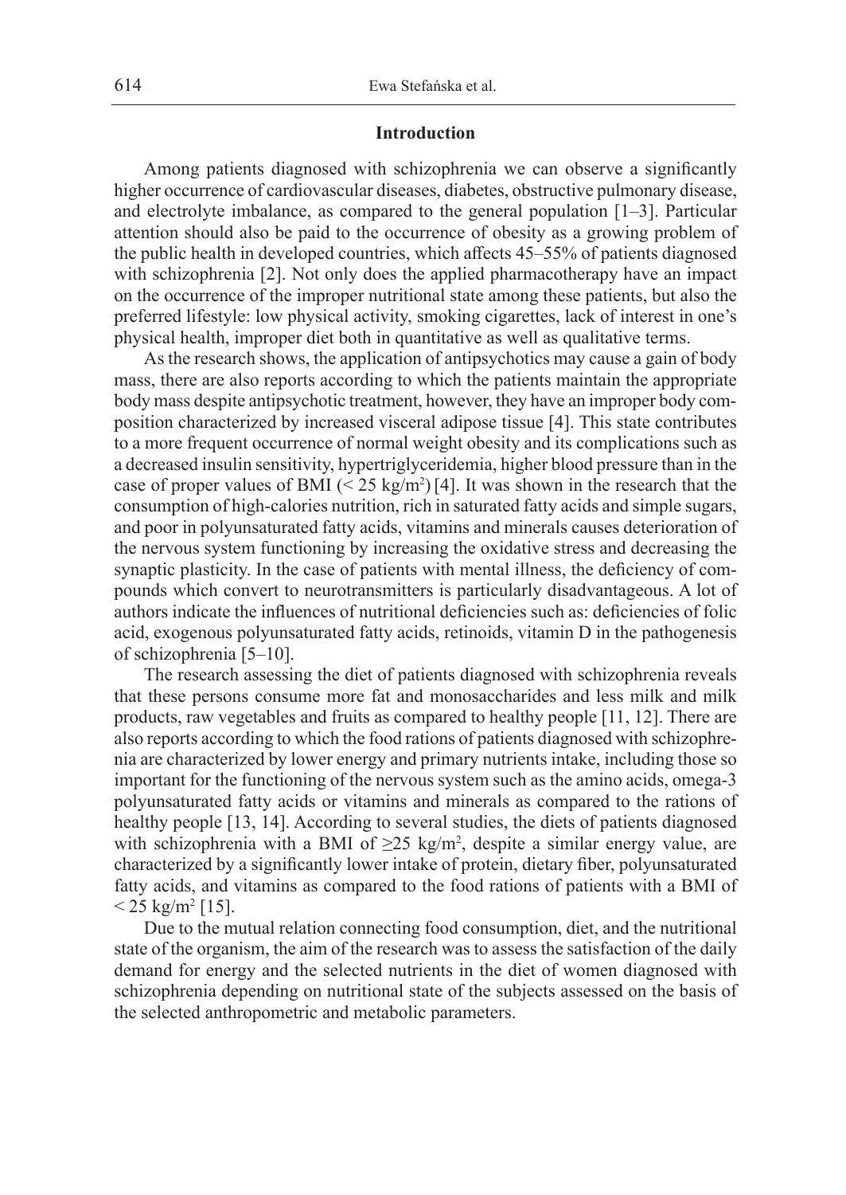## Introduction

Among patients diagnosed with schizophrenia we can observe a significantly higher occurrence of cardiovascular diseases, diabetes, obstructive pulmonary disease, and electrolyte imbalance, as compared to the general population [1–3]. Particular attention should also be paid to the occurrence of obesity as a growing problem of the public health in developed countries, which affects 45–55% of patients diagnosed with schizophrenia [2]. Not only does the applied pharmacotherapy have an impact on the occurrence of the improper nutritional state among these patients, but also the preferred lifestyle: low physical activity, smoking cigarettes, lack of interest in one's physical health, improper diet both in quantitative as well as qualitative terms.

As the research shows, the application of antipsychotics may cause a gain of body mass, there are also reports according to which the patients maintain the appropriate body mass despite antipsychotic treatment, however, they have an improper body composition characterized by increased visceral adipose tissue [4]. This state contributes to a more frequent occurrence of normal weight obesity and its complications such as a decreased insulin sensitivity, hypertriglyceridemia, higher blood pressure than in the case of proper values of BMI ($< 25$ kg/m$^2$) [4]. It was shown in the research that the consumption of high-calories nutrition, rich in saturated fatty acids and simple sugars, and poor in polyunsaturated fatty acids, vitamins and minerals causes deterioration of the nervous system functioning by increasing the oxidative stress and decreasing the synaptic plasticity. In the case of patients with mental illness, the deficiency of compounds which convert to neurotransmitters is particularly disadvantageous. A lot of authors indicate the influences of nutritional deficiencies such as: deficiencies of folic acid, exogenous polyunsaturated fatty acids, retinoids, vitamin D in the pathogenesis of schizophrenia [5–10].

The research assessing the diet of patients diagnosed with schizophrenia reveals that these persons consume more fat and monosaccharides and less milk and milk products, raw vegetables and fruits as compared to healthy people [11, 12]. There are also reports according to which the food rations of patients diagnosed with schizophrenia are characterized by lower energy and primary nutrients intake, including those so important for the functioning of the nervous system such as the amino acids, omega-3 polyunsaturated fatty acids or vitamins and minerals as compared to the rations of healthy people [13, 14]. According to several studies, the diets of patients diagnosed with schizophrenia with a BMI of $\geq 25$ kg/m$^2$, despite a similar energy value, are characterized by a significantly lower intake of protein, dietary fiber, polyunsaturated fatty acids, and vitamins as compared to the food rations of patients with a BMI of $< 25$ kg/m$^2$ [15].

Due to the mutual relation connecting food consumption, diet, and the nutritional state of the organism, the aim of the research was to assess the satisfaction of the daily demand for energy and the selected nutrients in the diet of women diagnosed with schizophrenia depending on nutritional state of the subjects assessed on the basis of the selected anthropometric and metabolic parameters.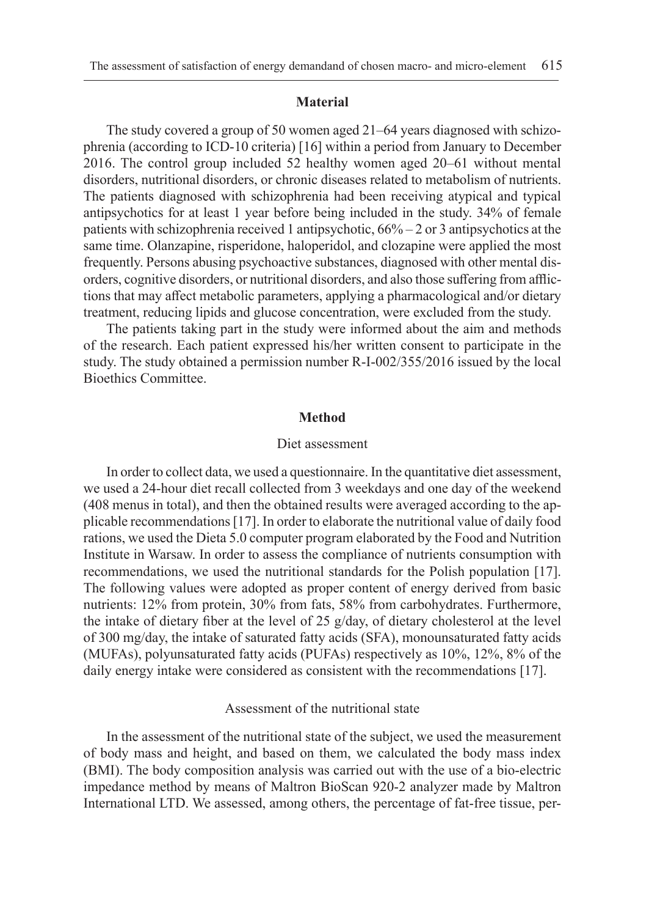## Material

The study covered a group of 50 women aged 21–64 years diagnosed with schizophrenia (according to ICD-10 criteria) [16] within a period from January to December 2016. The control group included 52 healthy women aged 20–61 without mental disorders, nutritional disorders, or chronic diseases related to metabolism of nutrients. The patients diagnosed with schizophrenia had been receiving atypical and typical antipsychotics for at least 1 year before being included in the study. 34% of female patients with schizophrenia received 1 antipsychotic, 66% – 2 or 3 antipsychotics at the same time. Olanzapine, risperidone, haloperidol, and clozapine were applied the most frequently. Persons abusing psychoactive substances, diagnosed with other mental disorders, cognitive disorders, or nutritional disorders, and also those suffering from afflictions that may affect metabolic parameters, applying a pharmacological and/or dietary treatment, reducing lipids and glucose concentration, were excluded from the study.

The patients taking part in the study were informed about the aim and methods of the research. Each patient expressed his/her written consent to participate in the study. The study obtained a permission number R-I-002/355/2016 issued by the local Bioethics Committee.

## Method

### Diet assessment

In order to collect data, we used a questionnaire. In the quantitative diet assessment, we used a 24-hour diet recall collected from 3 weekdays and one day of the weekend (408 menus in total), and then the obtained results were averaged according to the applicable recommendations [17]. In order to elaborate the nutritional value of daily food rations, we used the Dieta 5.0 computer program elaborated by the Food and Nutrition Institute in Warsaw. In order to assess the compliance of nutrients consumption with recommendations, we used the nutritional standards for the Polish population [17]. The following values were adopted as proper content of energy derived from basic nutrients: 12% from protein, 30% from fats, 58% from carbohydrates. Furthermore, the intake of dietary fiber at the level of 25 g/day, of dietary cholesterol at the level of 300 mg/day, the intake of saturated fatty acids (SFA), monounsaturated fatty acids (MUFAs), polyunsaturated fatty acids (PUFAs) respectively as 10%, 12%, 8% of the daily energy intake were considered as consistent with the recommendations [17].

### Assessment of the nutritional state

In the assessment of the nutritional state of the subject, we used the measurement of body mass and height, and based on them, we calculated the body mass index (BMI). The body composition analysis was carried out with the use of a bio-electric impedance method by means of Maltron BioScan 920-2 analyzer made by Maltron International LTD. We assessed, among others, the percentage of fat-free tissue, per-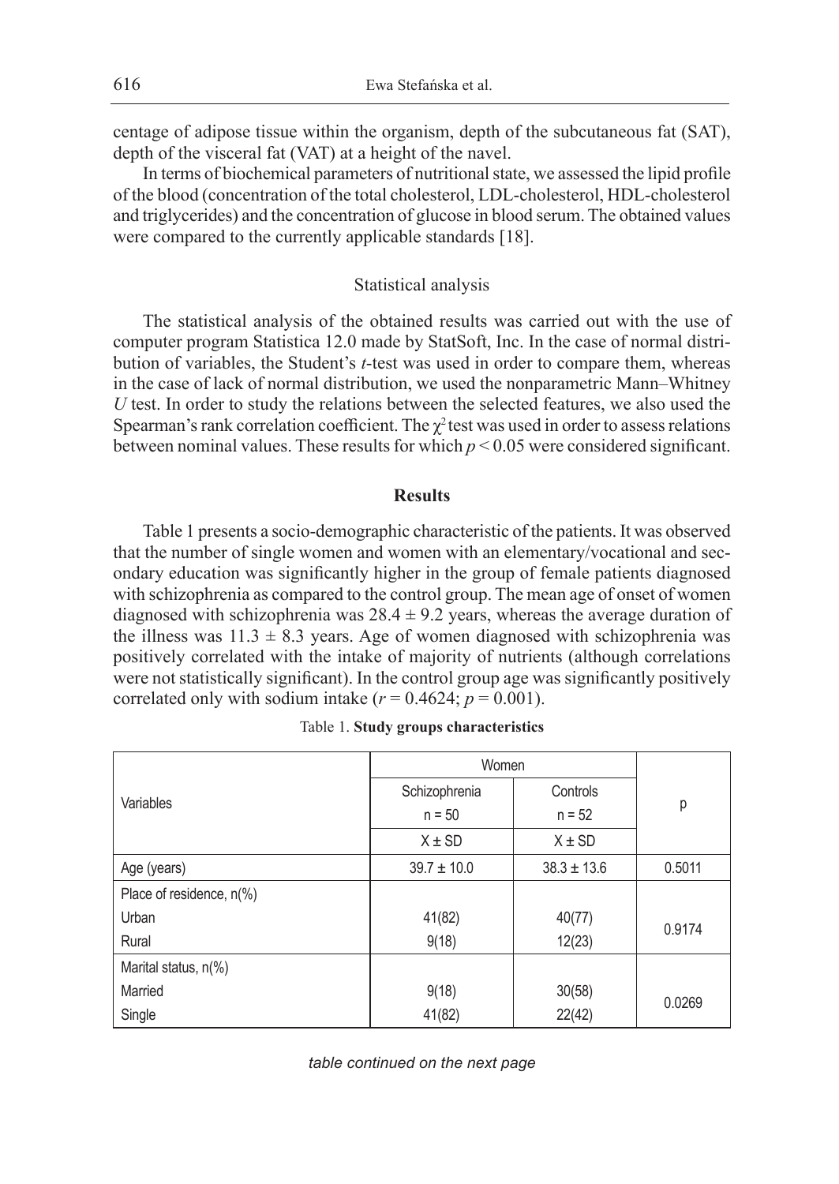centage of adipose tissue within the organism, depth of the subcutaneous fat (SAT), depth of the visceral fat (VAT) at a height of the navel.

In terms of biochemical parameters of nutritional state, we assessed the lipid profile of the blood (concentration of the total cholesterol, LDL-cholesterol, HDL-cholesterol and triglycerides) and the concentration of glucose in blood serum. The obtained values were compared to the currently applicable standards [18].

### Statistical analysis

The statistical analysis of the obtained results was carried out with the use of computer program Statistica 12.0 made by StatSoft, Inc. In the case of normal distribution of variables, the Student's *t*-test was used in order to compare them, whereas in the case of lack of normal distribution, we used the nonparametric Mann–Whitney *U* test. In order to study the relations between the selected features, we also used the Spearman's rank correlation coefficient. The $\chi^2$ test was used in order to assess relations between nominal values. These results for which $p < 0.05$ were considered significant.

## Results

Table 1 presents a socio-demographic characteristic of the patients. It was observed that the number of single women and women with an elementary/vocational and secondary education was significantly higher in the group of female patients diagnosed with schizophrenia as compared to the control group. The mean age of onset of women diagnosed with schizophrenia was $28.4 \pm 9.2$ years, whereas the average duration of the illness was $11.3 \pm 8.3$ years. Age of women diagnosed with schizophrenia was positively correlated with the intake of majority of nutrients (although correlations were not statistically significant). In the control group age was significantly positively correlated only with sodium intake ($r = 0.4624$; $p = 0.001$).

Table 1. **Study groups characteristics**

| Variables | Women | | p |
|---|---|---|---|
| | Schizophrenia n = 50 | Controls n = 52 | |
| | X ± SD | X ± SD | |
| Age (years) | 39.7 ± 10.0 | 38.3 ± 13.6 | 0.5011 |
| Place of residence, n(%) | | | |
| Urban | 41(82) | 40(77) | 0.9174 |
| Rural | 9(18) | 12(23) | |
| Marital status, n(%) | | | |
| Married | 9(18) | 30(58) | 0.0269 |
| Single | 41(82) | 22(42) | |

*table continued on the next page*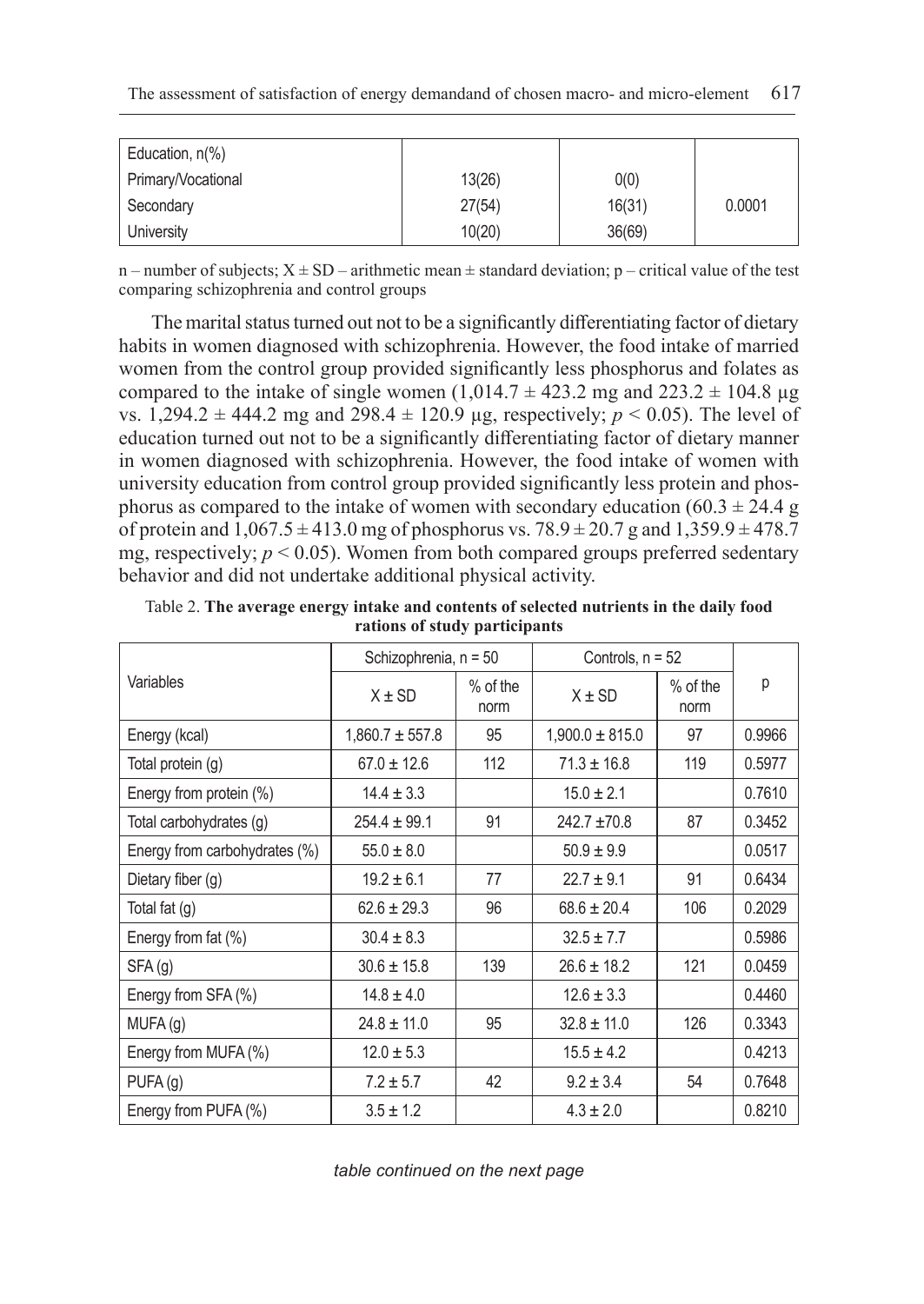| Education, n(%) | | | |
|---|---|---|---|
| Primary/Vocational | 13(26) | 0(0) | |
| Secondary | 27(54) | 16(31) | 0.0001 |
| University | 10(20) | 36(69) | |

n – number of subjects; X ± SD – arithmetic mean ± standard deviation; p – critical value of the test comparing schizophrenia and control groups

The marital status turned out not to be a significantly differentiating factor of dietary habits in women diagnosed with schizophrenia. However, the food intake of married women from the control group provided significantly less phosphorus and folates as compared to the intake of single women (1,014.7 ± 423.2 mg and 223.2 ± 104.8 µg vs. 1,294.2 ± 444.2 mg and 298.4 ± 120.9 µg, respectively; $p < 0.05$). The level of education turned out not to be a significantly differentiating factor of dietary manner in women diagnosed with schizophrenia. However, the food intake of women with university education from control group provided significantly less protein and phosphorus as compared to the intake of women with secondary education (60.3 ± 24.4 g of protein and 1,067.5 ± 413.0 mg of phosphorus vs. 78.9 ± 20.7 g and 1,359.9 ± 478.7 mg, respectively; $p < 0.05$). Women from both compared groups preferred sedentary behavior and did not undertake additional physical activity.

Table 2. **The average energy intake and contents of selected nutrients in the daily food rations of study participants**

| Variables | Schizophrenia, n = 50 | | Controls, n = 52 | | p |
|---|---|---|---|---|---|
| | X ± SD | % of the norm | X ± SD | % of the norm | |
| Energy (kcal) | 1,860.7 ± 557.8 | 95 | 1,900.0 ± 815.0 | 97 | 0.9966 |
| Total protein (g) | 67.0 ± 12.6 | 112 | 71.3 ± 16.8 | 119 | 0.5977 |
| Energy from protein (%) | 14.4 ± 3.3 | | 15.0 ± 2.1 | | 0.7610 |
| Total carbohydrates (g) | 254.4 ± 99.1 | 91 | 242.7 ±70.8 | 87 | 0.3452 |
| Energy from carbohydrates (%) | 55.0 ± 8.0 | | 50.9 ± 9.9 | | 0.0517 |
| Dietary fiber (g) | 19.2 ± 6.1 | 77 | 22.7 ± 9.1 | 91 | 0.6434 |
| Total fat (g) | 62.6 ± 29.3 | 96 | 68.6 ± 20.4 | 106 | 0.2029 |
| Energy from fat (%) | 30.4 ± 8.3 | | 32.5 ± 7.7 | | 0.5986 |
| SFA (g) | 30.6 ± 15.8 | 139 | 26.6 ± 18.2 | 121 | 0.0459 |
| Energy from SFA (%) | 14.8 ± 4.0 | | 12.6 ± 3.3 | | 0.4460 |
| MUFA (g) | 24.8 ± 11.0 | 95 | 32.8 ± 11.0 | 126 | 0.3343 |
| Energy from MUFA (%) | 12.0 ± 5.3 | | 15.5 ± 4.2 | | 0.4213 |
| PUFA (g) | 7.2 ± 5.7 | 42 | 9.2 ± 3.4 | 54 | 0.7648 |
| Energy from PUFA (%) | 3.5 ± 1.2 | | 4.3 ± 2.0 | | 0.8210 |

*table continued on the next page*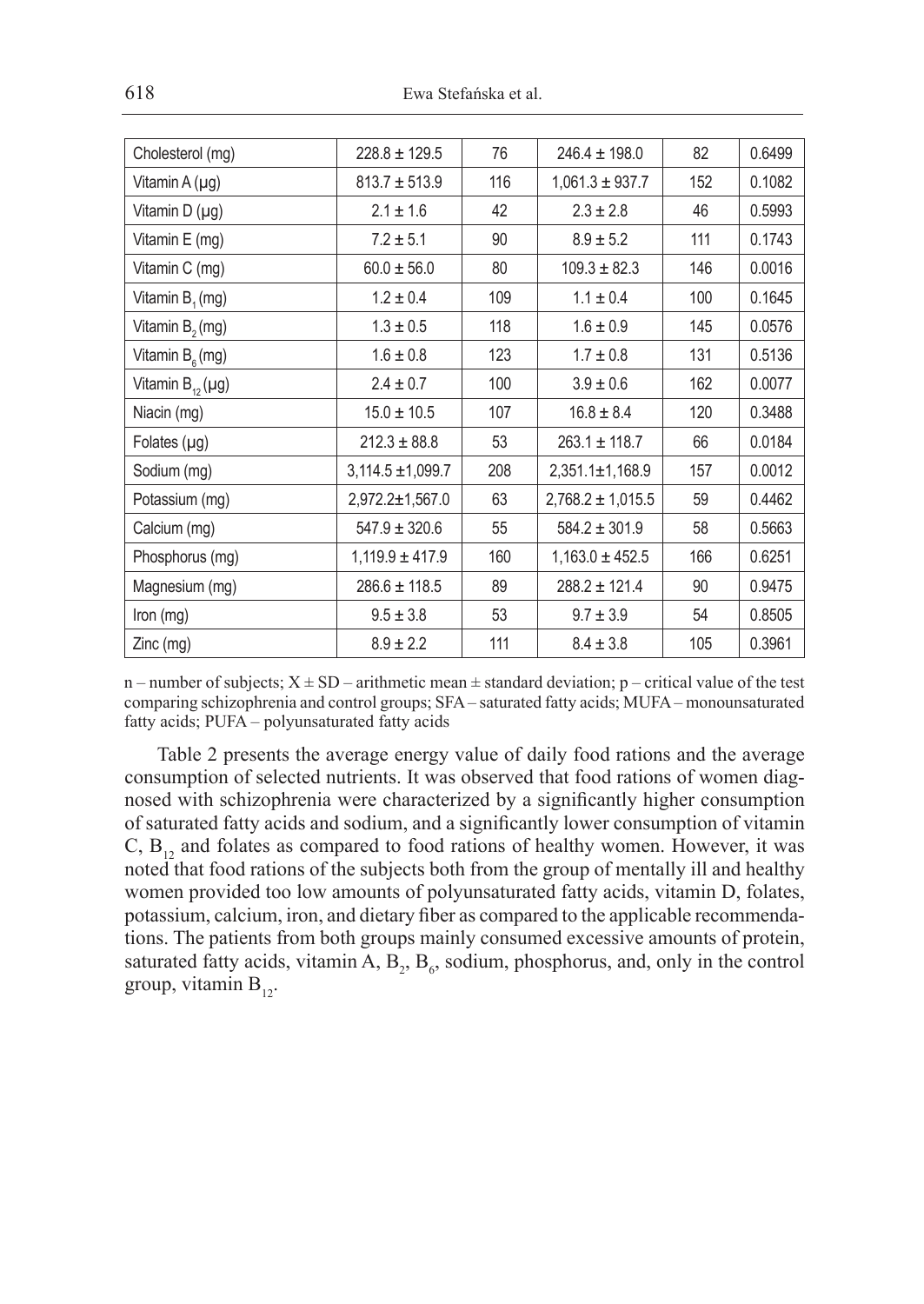| Cholesterol (mg) | 228.8 ± 129.5 | 76 | 246.4 ± 198.0 | 82 | 0.6499 |
|---|---|---|---|---|---|
| Vitamin A (μg) | 813.7 ± 513.9 | 116 | 1,061.3 ± 937.7 | 152 | 0.1082 |
| Vitamin D (μg) | 2.1 ± 1.6 | 42 | 2.3 ± 2.8 | 46 | 0.5993 |
| Vitamin E (mg) | 7.2 ± 5.1 | 90 | 8.9 ± 5.2 | 111 | 0.1743 |
| Vitamin C (mg) | 60.0 ± 56.0 | 80 | 109.3 ± 82.3 | 146 | 0.0016 |
| Vitamin $B_1$ (mg) | 1.2 ± 0.4 | 109 | 1.1 ± 0.4 | 100 | 0.1645 |
| Vitamin $B_2$ (mg) | 1.3 ± 0.5 | 118 | 1.6 ± 0.9 | 145 | 0.0576 |
| Vitamin $B_6$ (mg) | 1.6 ± 0.8 | 123 | 1.7 ± 0.8 | 131 | 0.5136 |
| Vitamin $B_{12}$ (μg) | 2.4 ± 0.7 | 100 | 3.9 ± 0.6 | 162 | 0.0077 |
| Niacin (mg) | 15.0 ± 10.5 | 107 | 16.8 ± 8.4 | 120 | 0.3488 |
| Folates (μg) | 212.3 ± 88.8 | 53 | 263.1 ± 118.7 | 66 | 0.0184 |
| Sodium (mg) | 3,114.5 ±1,099.7 | 208 | 2,351.1±1,168.9 | 157 | 0.0012 |
| Potassium (mg) | 2,972.2±1,567.0 | 63 | 2,768.2 ± 1,015.5 | 59 | 0.4462 |
| Calcium (mg) | 547.9 ± 320.6 | 55 | 584.2 ± 301.9 | 58 | 0.5663 |
| Phosphorus (mg) | 1,119.9 ± 417.9 | 160 | 1,163.0 ± 452.5 | 166 | 0.6251 |
| Magnesium (mg) | 286.6 ± 118.5 | 89 | 288.2 ± 121.4 | 90 | 0.9475 |
| Iron (mg) | 9.5 ± 3.8 | 53 | 9.7 ± 3.9 | 54 | 0.8505 |
| Zinc (mg) | 8.9 ± 2.2 | 111 | 8.4 ± 3.8 | 105 | 0.3961 |

n – number of subjects; X ± SD – arithmetic mean ± standard deviation; p – critical value of the test comparing schizophrenia and control groups; SFA – saturated fatty acids; MUFA – monounsaturated fatty acids; PUFA – polyunsaturated fatty acids

Table 2 presents the average energy value of daily food rations and the average consumption of selected nutrients. It was observed that food rations of women diagnosed with schizophrenia were characterized by a significantly higher consumption of saturated fatty acids and sodium, and a significantly lower consumption of vitamin C, $B_{12}$ and folates as compared to food rations of healthy women. However, it was noted that food rations of the subjects both from the group of mentally ill and healthy women provided too low amounts of polyunsaturated fatty acids, vitamin D, folates, potassium, calcium, iron, and dietary fiber as compared to the applicable recommendations. The patients from both groups mainly consumed excessive amounts of protein, saturated fatty acids, vitamin A, $B_2$, $B_6$, sodium, phosphorus, and, only in the control group, vitamin $B_{12}$.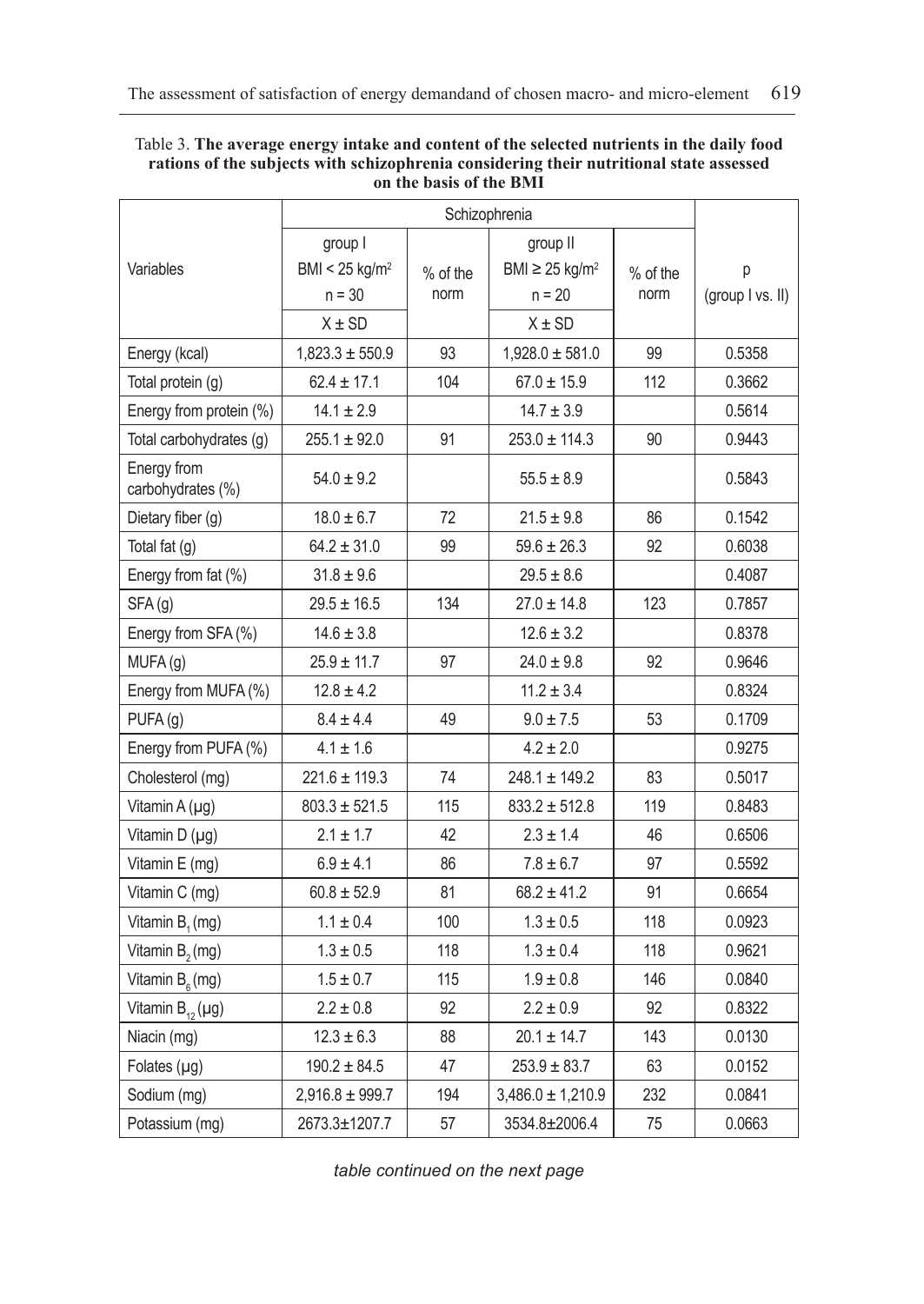Table 3. **The average energy intake and content of the selected nutrients in the daily food rations of the subjects with schizophrenia considering their nutritional state assessed on the basis of the BMI**

| Variables | Schizophrenia | | | | p (group I vs. II) |
|---|---|---|---|---|---|
| | group I BMI < 25 kg/m$^2$ n = 30 | % of the norm | group II BMI ≥ 25 kg/m$^2$ n = 20 | % of the norm | |
| | X ± SD | | X ± SD | | |
| Energy (kcal) | 1,823.3 ± 550.9 | 93 | 1,928.0 ± 581.0 | 99 | 0.5358 |
| Total protein (g) | 62.4 ± 17.1 | 104 | 67.0 ± 15.9 | 112 | 0.3662 |
| Energy from protein (%) | 14.1 ± 2.9 | | 14.7 ± 3.9 | | 0.5614 |
| Total carbohydrates (g) | 255.1 ± 92.0 | 91 | 253.0 ± 114.3 | 90 | 0.9443 |
| Energy from carbohydrates (%) | 54.0 ± 9.2 | | 55.5 ± 8.9 | | 0.5843 |
| Dietary fiber (g) | 18.0 ± 6.7 | 72 | 21.5 ± 9.8 | 86 | 0.1542 |
| Total fat (g) | 64.2 ± 31.0 | 99 | 59.6 ± 26.3 | 92 | 0.6038 |
| Energy from fat (%) | 31.8 ± 9.6 | | 29.5 ± 8.6 | | 0.4087 |
| SFA (g) | 29.5 ± 16.5 | 134 | 27.0 ± 14.8 | 123 | 0.7857 |
| Energy from SFA (%) | 14.6 ± 3.8 | | 12.6 ± 3.2 | | 0.8378 |
| MUFA (g) | 25.9 ± 11.7 | 97 | 24.0 ± 9.8 | 92 | 0.9646 |
| Energy from MUFA (%) | 12.8 ± 4.2 | | 11.2 ± 3.4 | | 0.8324 |
| PUFA (g) | 8.4 ± 4.4 | 49 | 9.0 ± 7.5 | 53 | 0.1709 |
| Energy from PUFA (%) | 4.1 ± 1.6 | | 4.2 ± 2.0 | | 0.9275 |
| Cholesterol (mg) | 221.6 ± 119.3 | 74 | 248.1 ± 149.2 | 83 | 0.5017 |
| Vitamin A (µg) | 803.3 ± 521.5 | 115 | 833.2 ± 512.8 | 119 | 0.8483 |
| Vitamin D (µg) | 2.1 ± 1.7 | 42 | 2.3 ± 1.4 | 46 | 0.6506 |
| Vitamin E (mg) | 6.9 ± 4.1 | 86 | 7.8 ± 6.7 | 97 | 0.5592 |
| Vitamin C (mg) | 60.8 ± 52.9 | 81 | 68.2 ± 41.2 | 91 | 0.6654 |
| Vitamin $B_1$ (mg) | 1.1 ± 0.4 | 100 | 1.3 ± 0.5 | 118 | 0.0923 |
| Vitamin $B_2$ (mg) | 1.3 ± 0.5 | 118 | 1.3 ± 0.4 | 118 | 0.9621 |
| Vitamin $B_6$ (mg) | 1.5 ± 0.7 | 115 | 1.9 ± 0.8 | 146 | 0.0840 |
| Vitamin $B_{12}$ (µg) | 2.2 ± 0.8 | 92 | 2.2 ± 0.9 | 92 | 0.8322 |
| Niacin (mg) | 12.3 ± 6.3 | 88 | 20.1 ± 14.7 | 143 | 0.0130 |
| Folates (µg) | 190.2 ± 84.5 | 47 | 253.9 ± 83.7 | 63 | 0.0152 |
| Sodium (mg) | 2,916.8 ± 999.7 | 194 | 3,486.0 ± 1,210.9 | 232 | 0.0841 |
| Potassium (mg) | 2673.3±1207.7 | 57 | 3534.8±2006.4 | 75 | 0.0663 |

*table continued on the next page*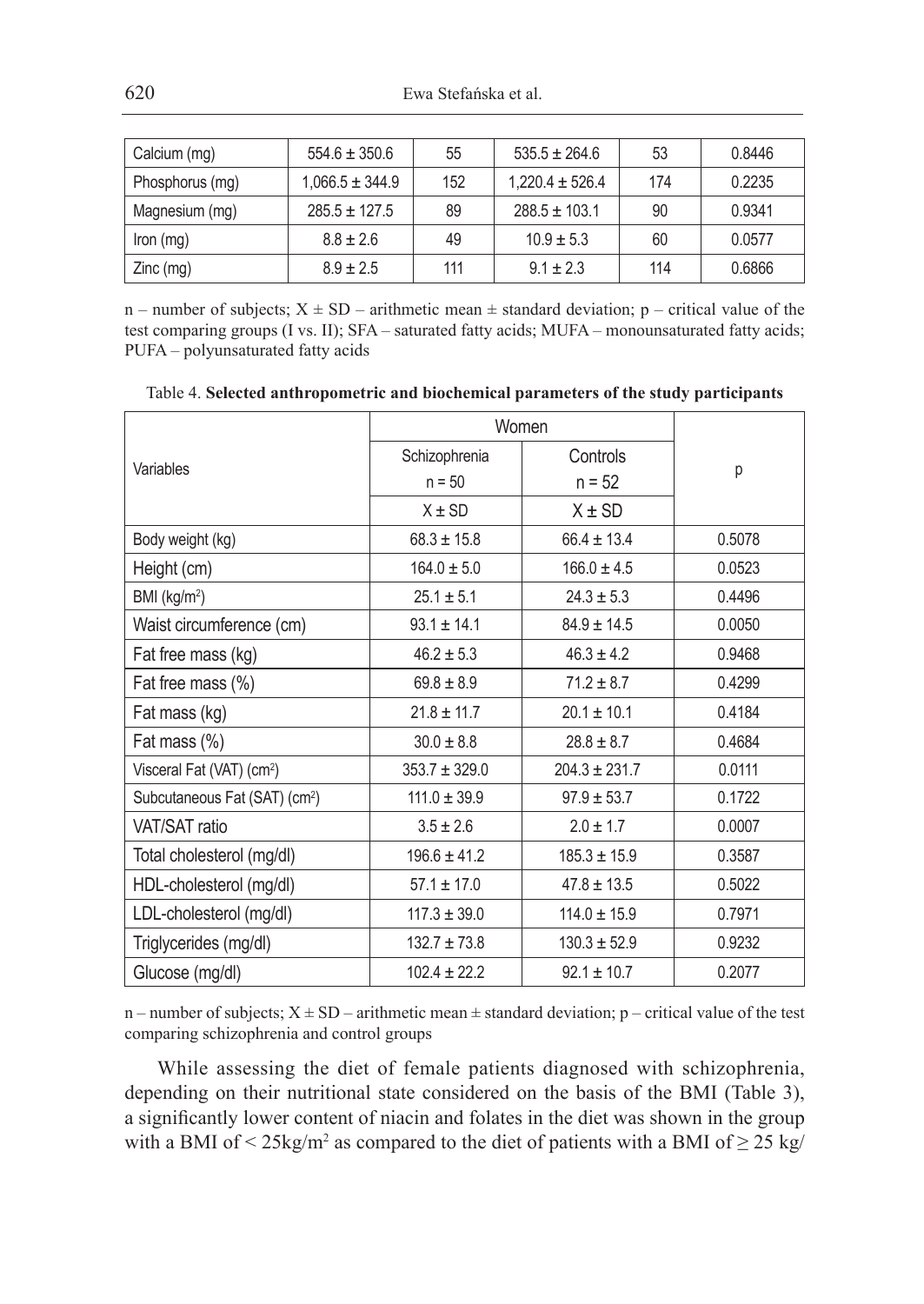| Calcium (mg) | 554.6 ± 350.6 | 55 | 535.5 ± 264.6 | 53 | 0.8446 |
|---|---|---|---|---|---|
| Phosphorus (mg) | 1,066.5 ± 344.9 | 152 | 1,220.4 ± 526.4 | 174 | 0.2235 |
| Magnesium (mg) | 285.5 ± 127.5 | 89 | 288.5 ± 103.1 | 90 | 0.9341 |
| Iron (mg) | 8.8 ± 2.6 | 49 | 10.9 ± 5.3 | 60 | 0.0577 |
| Zinc (mg) | 8.9 ± 2.5 | 111 | 9.1 ± 2.3 | 114 | 0.6866 |

n – number of subjects; X ± SD – arithmetic mean ± standard deviation; p – critical value of the test comparing groups (I vs. II); SFA – saturated fatty acids; MUFA – monounsaturated fatty acids; PUFA – polyunsaturated fatty acids

Table 4. **Selected anthropometric and biochemical parameters of the study participants**

| Variables | Women | | p |
|---|---|---|---|
| | Schizophrenia n = 50 | Controls n = 52 | |
| | X ± SD | X ± SD | |
| Body weight (kg) | 68.3 ± 15.8 | 66.4 ± 13.4 | 0.5078 |
| Height (cm) | 164.0 ± 5.0 | 166.0 ± 4.5 | 0.0523 |
| BMI (kg/m$^2$) | 25.1 ± 5.1 | 24.3 ± 5.3 | 0.4496 |
| Waist circumference (cm) | 93.1 ± 14.1 | 84.9 ± 14.5 | 0.0050 |
| Fat free mass (kg) | 46.2 ± 5.3 | 46.3 ± 4.2 | 0.9468 |
| Fat free mass (%) | 69.8 ± 8.9 | 71.2 ± 8.7 | 0.4299 |
| Fat mass (kg) | 21.8 ± 11.7 | 20.1 ± 10.1 | 0.4184 |
| Fat mass (%) | 30.0 ± 8.8 | 28.8 ± 8.7 | 0.4684 |
| Visceral Fat (VAT) (cm$^2$) | 353.7 ± 329.0 | 204.3 ± 231.7 | 0.0111 |
| Subcutaneous Fat (SAT) (cm$^2$) | 111.0 ± 39.9 | 97.9 ± 53.7 | 0.1722 |
| VAT/SAT ratio | 3.5 ± 2.6 | 2.0 ± 1.7 | 0.0007 |
| Total cholesterol (mg/dl) | 196.6 ± 41.2 | 185.3 ± 15.9 | 0.3587 |
| HDL-cholesterol (mg/dl) | 57.1 ± 17.0 | 47.8 ± 13.5 | 0.5022 |
| LDL-cholesterol (mg/dl) | 117.3 ± 39.0 | 114.0 ± 15.9 | 0.7971 |
| Triglycerides (mg/dl) | 132.7 ± 73.8 | 130.3 ± 52.9 | 0.9232 |
| Glucose (mg/dl) | 102.4 ± 22.2 | 92.1 ± 10.7 | 0.2077 |

n – number of subjects; X ± SD – arithmetic mean ± standard deviation; p – critical value of the test comparing schizophrenia and control groups

While assessing the diet of female patients diagnosed with schizophrenia, depending on their nutritional state considered on the basis of the BMI (Table 3), a significantly lower content of niacin and folates in the diet was shown in the group with a BMI of < 25kg/m$^2$ as compared to the diet of patients with a BMI of ≥ 25 kg/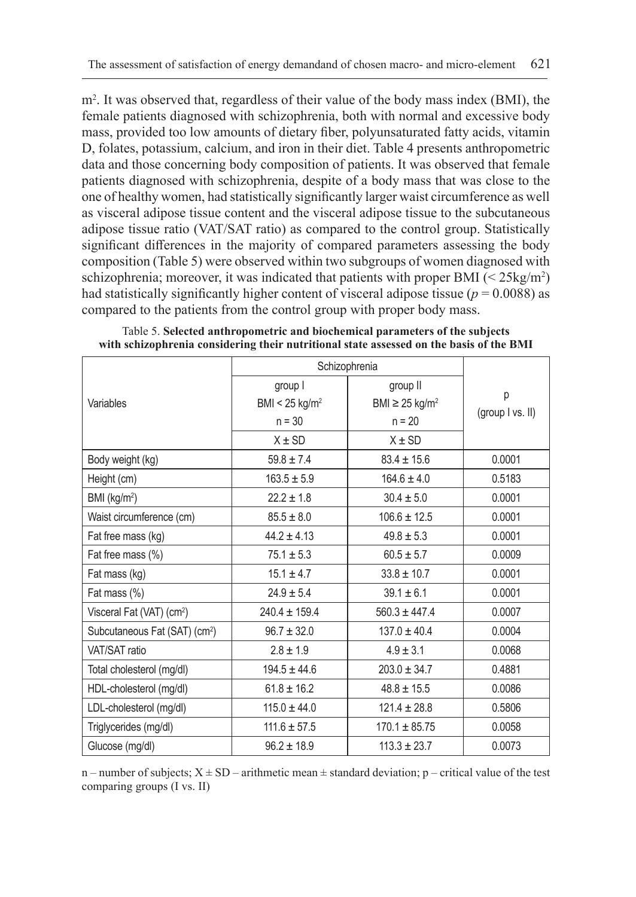$m^2$. It was observed that, regardless of their value of the body mass index (BMI), the female patients diagnosed with schizophrenia, both with normal and excessive body mass, provided too low amounts of dietary fiber, polyunsaturated fatty acids, vitamin D, folates, potassium, calcium, and iron in their diet. Table 4 presents anthropometric data and those concerning body composition of patients. It was observed that female patients diagnosed with schizophrenia, despite of a body mass that was close to the one of healthy women, had statistically significantly larger waist circumference as well as visceral adipose tissue content and the visceral adipose tissue to the subcutaneous adipose tissue ratio (VAT/SAT ratio) as compared to the control group. Statistically significant differences in the majority of compared parameters assessing the body composition (Table 5) were observed within two subgroups of women diagnosed with schizophrenia; moreover, it was indicated that patients with proper BMI ($< 25 kg/m^2$) had statistically significantly higher content of visceral adipose tissue ($p = 0.0088$) as compared to the patients from the control group with proper body mass.

Table 5. **Selected anthropometric and biochemical parameters of the subjects with schizophrenia considering their nutritional state assessed on the basis of the BMI**

| Variables | Schizophrenia | | p (group I vs. II) |
|---|---|---|---|
| | group I BMI < 25 kg/m² n = 30 | group II BMI ≥ 25 kg/m² n = 20 | |
| | X ± SD | X ± SD | |
| Body weight (kg) | 59.8 ± 7.4 | 83.4 ± 15.6 | 0.0001 |
| Height (cm) | 163.5 ± 5.9 | 164.6 ± 4.0 | 0.5183 |
| BMI (kg/m²) | 22.2 ± 1.8 | 30.4 ± 5.0 | 0.0001 |
| Waist circumference (cm) | 85.5 ± 8.0 | 106.6 ± 12.5 | 0.0001 |
| Fat free mass (kg) | 44.2 ± 4.13 | 49.8 ± 5.3 | 0.0001 |
| Fat free mass (%) | 75.1 ± 5.3 | 60.5 ± 5.7 | 0.0009 |
| Fat mass (kg) | 15.1 ± 4.7 | 33.8 ± 10.7 | 0.0001 |
| Fat mass (%) | 24.9 ± 5.4 | 39.1 ± 6.1 | 0.0001 |
| Visceral Fat (VAT) (cm²) | 240.4 ± 159.4 | 560.3 ± 447.4 | 0.0007 |
| Subcutaneous Fat (SAT) (cm²) | 96.7 ± 32.0 | 137.0 ± 40.4 | 0.0004 |
| VAT/SAT ratio | 2.8 ± 1.9 | 4.9 ± 3.1 | 0.0068 |
| Total cholesterol (mg/dl) | 194.5 ± 44.6 | 203.0 ± 34.7 | 0.4881 |
| HDL-cholesterol (mg/dl) | 61.8 ± 16.2 | 48.8 ± 15.5 | 0.0086 |
| LDL-cholesterol (mg/dl) | 115.0 ± 44.0 | 121.4 ± 28.8 | 0.5806 |
| Triglycerides (mg/dl) | 111.6 ± 57.5 | 170.1 ± 85.75 | 0.0058 |
| Glucose (mg/dl) | 96.2 ± 18.9 | 113.3 ± 23.7 | 0.0073 |

n – number of subjects; X ± SD – arithmetic mean ± standard deviation; p – critical value of the test comparing groups (I vs. II)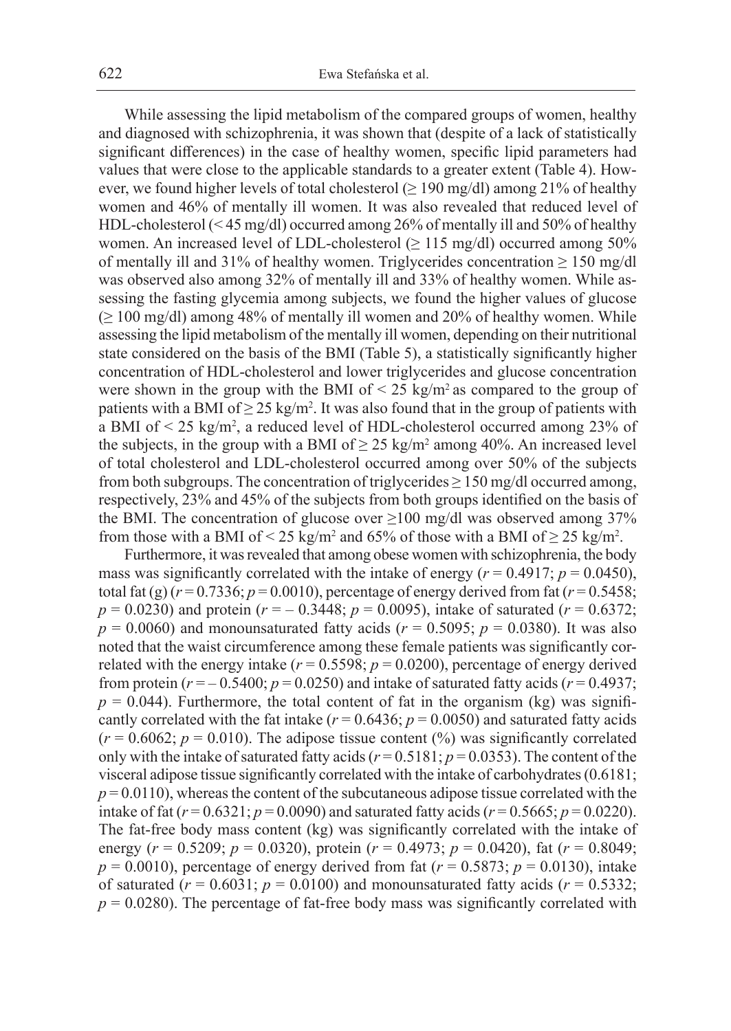While assessing the lipid metabolism of the compared groups of women, healthy and diagnosed with schizophrenia, it was shown that (despite of a lack of statistically significant differences) in the case of healthy women, specific lipid parameters had values that were close to the applicable standards to a greater extent (Table 4). However, we found higher levels of total cholesterol (≥ 190 mg/dl) among 21% of healthy women and 46% of mentally ill women. It was also revealed that reduced level of HDL-cholesterol (< 45 mg/dl) occurred among 26% of mentally ill and 50% of healthy women. An increased level of LDL-cholesterol (≥ 115 mg/dl) occurred among 50% of mentally ill and 31% of healthy women. Triglycerides concentration ≥ 150 mg/dl was observed also among 32% of mentally ill and 33% of healthy women. While assessing the fasting glycemia among subjects, we found the higher values of glucose (≥ 100 mg/dl) among 48% of mentally ill women and 20% of healthy women. While assessing the lipid metabolism of the mentally ill women, depending on their nutritional state considered on the basis of the BMI (Table 5), a statistically significantly higher concentration of HDL-cholesterol and lower triglycerides and glucose concentration were shown in the group with the BMI of < 25 kg/m$^2$ as compared to the group of patients with a BMI of ≥ 25 kg/m$^2$. It was also found that in the group of patients with a BMI of < 25 kg/m$^2$, a reduced level of HDL-cholesterol occurred among 23% of the subjects, in the group with a BMI of ≥ 25 kg/m$^2$ among 40%. An increased level of total cholesterol and LDL-cholesterol occurred among over 50% of the subjects from both subgroups. The concentration of triglycerides ≥ 150 mg/dl occurred among, respectively, 23% and 45% of the subjects from both groups identified on the basis of the BMI. The concentration of glucose over ≥100 mg/dl was observed among 37% from those with a BMI of < 25 kg/m$^2$ and 65% of those with a BMI of ≥ 25 kg/m$^2$.

Furthermore, it was revealed that among obese women with schizophrenia, the body mass was significantly correlated with the intake of energy ($r = 0.4917$; $p = 0.0450$), total fat (g) ($r = 0.7336$; $p = 0.0010$), percentage of energy derived from fat ($r = 0.5458$; $p = 0.0230$) and protein ($r = -0.3448$; $p = 0.0095$), intake of saturated ($r = 0.6372$; $p = 0.0060$) and monounsaturated fatty acids ($r = 0.5095$; $p = 0.0380$). It was also noted that the waist circumference among these female patients was significantly correlated with the energy intake ($r = 0.5598$; $p = 0.0200$), percentage of energy derived from protein ($r = -0.5400$; $p = 0.0250$) and intake of saturated fatty acids ($r = 0.4937$; $p = 0.044$). Furthermore, the total content of fat in the organism (kg) was significantly correlated with the fat intake ($r = 0.6436$; $p = 0.0050$) and saturated fatty acids ($r = 0.6062$; $p = 0.010$). The adipose tissue content (%) was significantly correlated only with the intake of saturated fatty acids ($r = 0.5181$; $p = 0.0353$). The content of the visceral adipose tissue significantly correlated with the intake of carbohydrates (0.6181; $p = 0.0110$), whereas the content of the subcutaneous adipose tissue correlated with the intake of fat ($r = 0.6321$; $p = 0.0090$) and saturated fatty acids ($r = 0.5665$; $p = 0.0220$). The fat-free body mass content (kg) was significantly correlated with the intake of energy ($r = 0.5209$; $p = 0.0320$), protein ($r = 0.4973$; $p = 0.0420$), fat ($r = 0.8049$; $p = 0.0010$), percentage of energy derived from fat ($r = 0.5873$; $p = 0.0130$), intake of saturated ($r = 0.6031$; $p = 0.0100$) and monounsaturated fatty acids ($r = 0.5332$; $p = 0.0280$). The percentage of fat-free body mass was significantly correlated with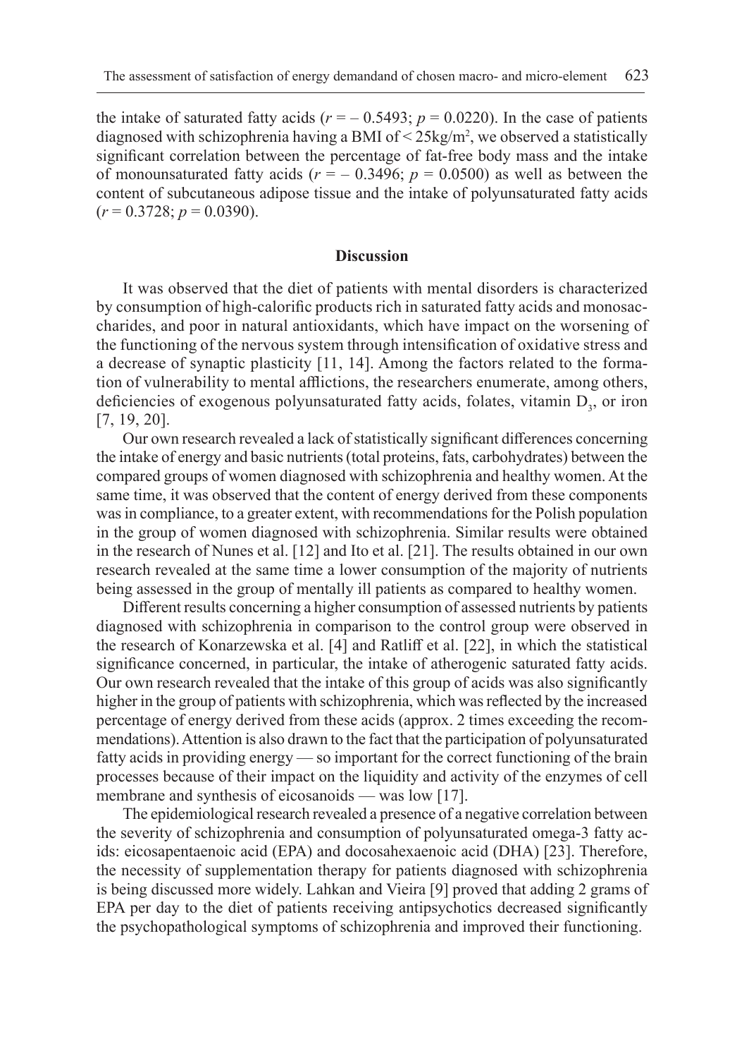the intake of saturated fatty acids ($r = -0.5493$; $p = 0.0220$). In the case of patients diagnosed with schizophrenia having a BMI of < $25kg/m^2$, we observed a statistically significant correlation between the percentage of fat-free body mass and the intake of monounsaturated fatty acids ($r = -0.3496$; $p = 0.0500$) as well as between the content of subcutaneous adipose tissue and the intake of polyunsaturated fatty acids ($r = 0.3728$; $p = 0.0390$).

## Discussion

It was observed that the diet of patients with mental disorders is characterized by consumption of high-calorific products rich in saturated fatty acids and monosaccharides, and poor in natural antioxidants, which have impact on the worsening of the functioning of the nervous system through intensification of oxidative stress and a decrease of synaptic plasticity [11, 14]. Among the factors related to the formation of vulnerability to mental afflictions, the researchers enumerate, among others, deficiencies of exogenous polyunsaturated fatty acids, folates, vitamin $D_3$, or iron [7, 19, 20].

Our own research revealed a lack of statistically significant differences concerning the intake of energy and basic nutrients (total proteins, fats, carbohydrates) between the compared groups of women diagnosed with schizophrenia and healthy women. At the same time, it was observed that the content of energy derived from these components was in compliance, to a greater extent, with recommendations for the Polish population in the group of women diagnosed with schizophrenia. Similar results were obtained in the research of Nunes et al. [12] and Ito et al. [21]. The results obtained in our own research revealed at the same time a lower consumption of the majority of nutrients being assessed in the group of mentally ill patients as compared to healthy women.

Different results concerning a higher consumption of assessed nutrients by patients diagnosed with schizophrenia in comparison to the control group were observed in the research of Konarzewska et al. [4] and Ratliff et al. [22], in which the statistical significance concerned, in particular, the intake of atherogenic saturated fatty acids. Our own research revealed that the intake of this group of acids was also significantly higher in the group of patients with schizophrenia, which was reflected by the increased percentage of energy derived from these acids (approx. 2 times exceeding the recommendations). Attention is also drawn to the fact that the participation of polyunsaturated fatty acids in providing energy — so important for the correct functioning of the brain processes because of their impact on the liquidity and activity of the enzymes of cell membrane and synthesis of eicosanoids — was low [17].

The epidemiological research revealed a presence of a negative correlation between the severity of schizophrenia and consumption of polyunsaturated omega-3 fatty acids: eicosapentaenoic acid (EPA) and docosahexaenoic acid (DHA) [23]. Therefore, the necessity of supplementation therapy for patients diagnosed with schizophrenia is being discussed more widely. Lahkan and Vieira [9] proved that adding 2 grams of EPA per day to the diet of patients receiving antipsychotics decreased significantly the psychopathological symptoms of schizophrenia and improved their functioning.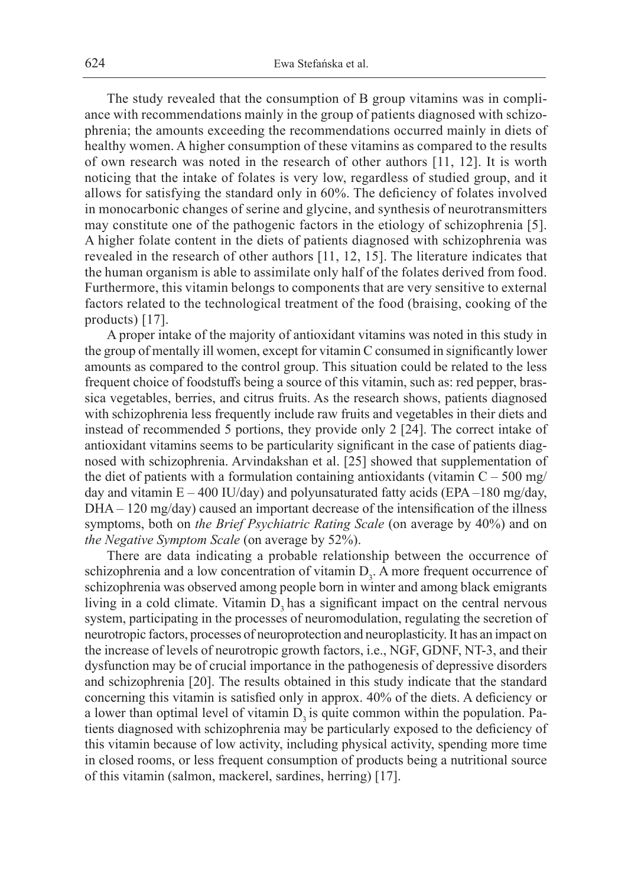The study revealed that the consumption of B group vitamins was in compliance with recommendations mainly in the group of patients diagnosed with schizophrenia; the amounts exceeding the recommendations occurred mainly in diets of healthy women. A higher consumption of these vitamins as compared to the results of own research was noted in the research of other authors [11, 12]. It is worth noticing that the intake of folates is very low, regardless of studied group, and it allows for satisfying the standard only in 60%. The deficiency of folates involved in monocarbonic changes of serine and glycine, and synthesis of neurotransmitters may constitute one of the pathogenic factors in the etiology of schizophrenia [5]. A higher folate content in the diets of patients diagnosed with schizophrenia was revealed in the research of other authors [11, 12, 15]. The literature indicates that the human organism is able to assimilate only half of the folates derived from food. Furthermore, this vitamin belongs to components that are very sensitive to external factors related to the technological treatment of the food (braising, cooking of the products) [17].

A proper intake of the majority of antioxidant vitamins was noted in this study in the group of mentally ill women, except for vitamin C consumed in significantly lower amounts as compared to the control group. This situation could be related to the less frequent choice of foodstuffs being a source of this vitamin, such as: red pepper, brassica vegetables, berries, and citrus fruits. As the research shows, patients diagnosed with schizophrenia less frequently include raw fruits and vegetables in their diets and instead of recommended 5 portions, they provide only 2 [24]. The correct intake of antioxidant vitamins seems to be particularity significant in the case of patients diagnosed with schizophrenia. Arvindakshan et al. [25] showed that supplementation of the diet of patients with a formulation containing antioxidants (vitamin C – 500 mg/day and vitamin E – 400 IU/day) and polyunsaturated fatty acids (EPA –180 mg/day, DHA – 120 mg/day) caused an important decrease of the intensification of the illness symptoms, both on *the Brief Psychiatric Rating Scale* (on average by 40%) and on *the Negative Symptom Scale* (on average by 52%).

There are data indicating a probable relationship between the occurrence of schizophrenia and a low concentration of vitamin $D_3$. A more frequent occurrence of schizophrenia was observed among people born in winter and among black emigrants living in a cold climate. Vitamin $D_3$ has a significant impact on the central nervous system, participating in the processes of neuromodulation, regulating the secretion of neurotropic factors, processes of neuroprotection and neuroplasticity. It has an impact on the increase of levels of neurotropic growth factors, i.e., NGF, GDNF, NT-3, and their dysfunction may be of crucial importance in the pathogenesis of depressive disorders and schizophrenia [20]. The results obtained in this study indicate that the standard concerning this vitamin is satisfied only in approx. 40% of the diets. A deficiency or a lower than optimal level of vitamin $D_3$ is quite common within the population. Patients diagnosed with schizophrenia may be particularly exposed to the deficiency of this vitamin because of low activity, including physical activity, spending more time in closed rooms, or less frequent consumption of products being a nutritional source of this vitamin (salmon, mackerel, sardines, herring) [17].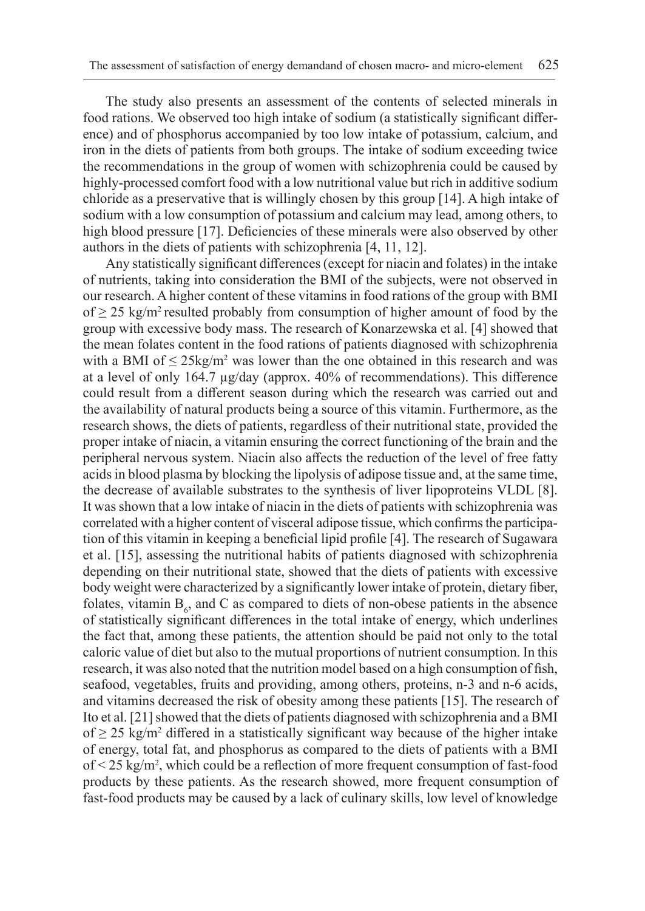The study also presents an assessment of the contents of selected minerals in food rations. We observed too high intake of sodium (a statistically significant difference) and of phosphorus accompanied by too low intake of potassium, calcium, and iron in the diets of patients from both groups. The intake of sodium exceeding twice the recommendations in the group of women with schizophrenia could be caused by highly-processed comfort food with a low nutritional value but rich in additive sodium chloride as a preservative that is willingly chosen by this group [14]. A high intake of sodium with a low consumption of potassium and calcium may lead, among others, to high blood pressure [17]. Deficiencies of these minerals were also observed by other authors in the diets of patients with schizophrenia [4, 11, 12].

Any statistically significant differences (except for niacin and folates) in the intake of nutrients, taking into consideration the BMI of the subjects, were not observed in our research. A higher content of these vitamins in food rations of the group with BMI of $\geq 25$ kg/m$^2$ resulted probably from consumption of higher amount of food by the group with excessive body mass. The research of Konarzewska et al. [4] showed that the mean folates content in the food rations of patients diagnosed with schizophrenia with a BMI of $\leq 25$kg/m$^2$ was lower than the one obtained in this research and was at a level of only 164.7 µg/day (approx. 40% of recommendations). This difference could result from a different season during which the research was carried out and the availability of natural products being a source of this vitamin. Furthermore, as the research shows, the diets of patients, regardless of their nutritional state, provided the proper intake of niacin, a vitamin ensuring the correct functioning of the brain and the peripheral nervous system. Niacin also affects the reduction of the level of free fatty acids in blood plasma by blocking the lipolysis of adipose tissue and, at the same time, the decrease of available substrates to the synthesis of liver lipoproteins VLDL [8]. It was shown that a low intake of niacin in the diets of patients with schizophrenia was correlated with a higher content of visceral adipose tissue, which confirms the participation of this vitamin in keeping a beneficial lipid profile [4]. The research of Sugawara et al. [15], assessing the nutritional habits of patients diagnosed with schizophrenia depending on their nutritional state, showed that the diets of patients with excessive body weight were characterized by a significantly lower intake of protein, dietary fiber, folates, vitamin $B_6$, and C as compared to diets of non-obese patients in the absence of statistically significant differences in the total intake of energy, which underlines the fact that, among these patients, the attention should be paid not only to the total caloric value of diet but also to the mutual proportions of nutrient consumption. In this research, it was also noted that the nutrition model based on a high consumption of fish, seafood, vegetables, fruits and providing, among others, proteins, n-3 and n-6 acids, and vitamins decreased the risk of obesity among these patients [15]. The research of Ito et al. [21] showed that the diets of patients diagnosed with schizophrenia and a BMI of $\geq 25$ kg/m$^2$ differed in a statistically significant way because of the higher intake of energy, total fat, and phosphorus as compared to the diets of patients with a BMI of $< 25$ kg/m$^2$, which could be a reflection of more frequent consumption of fast-food products by these patients. As the research showed, more frequent consumption of fast-food products may be caused by a lack of culinary skills, low level of knowledge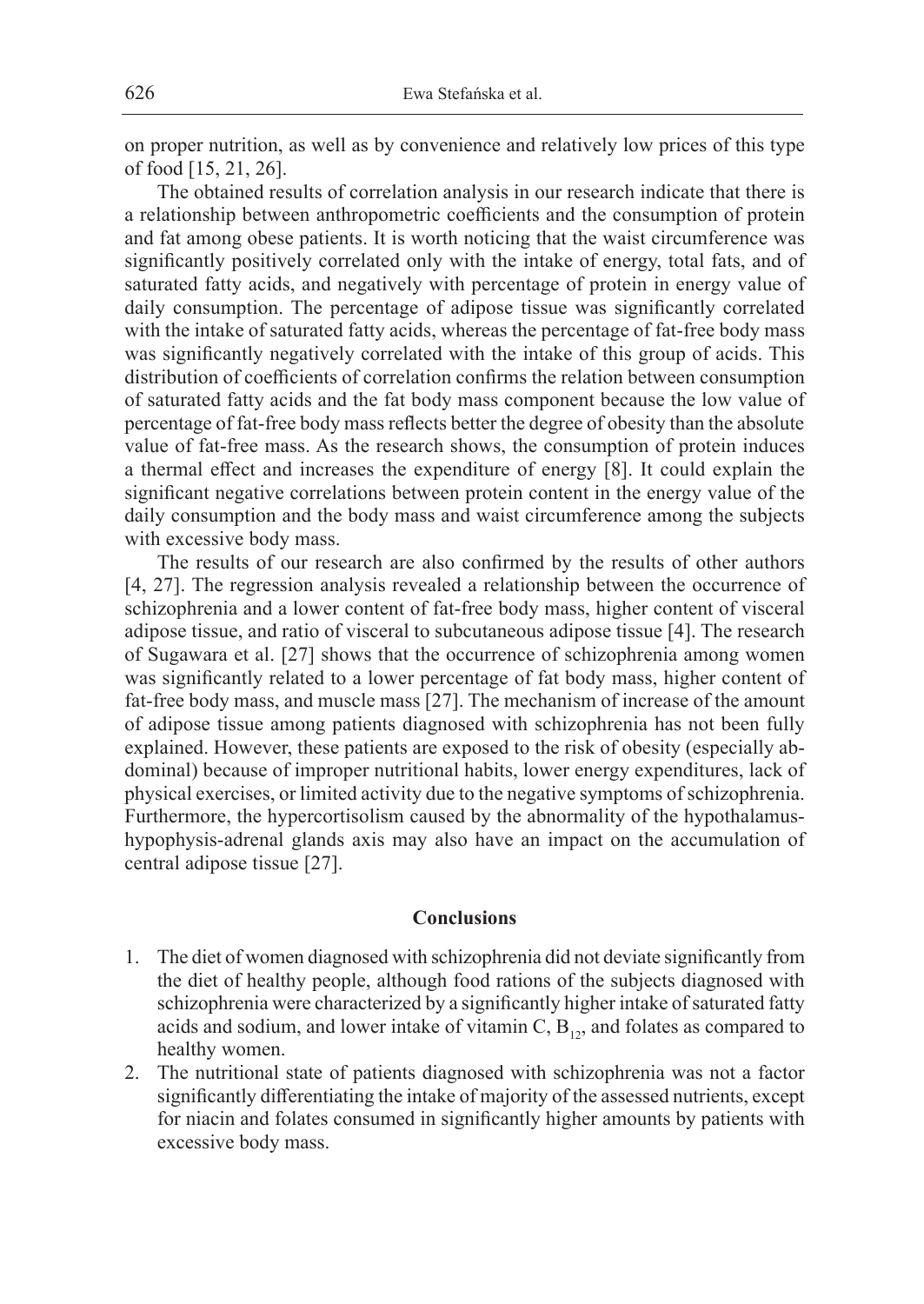on proper nutrition, as well as by convenience and relatively low prices of this type of food [15, 21, 26].

The obtained results of correlation analysis in our research indicate that there is a relationship between anthropometric coefficients and the consumption of protein and fat among obese patients. It is worth noticing that the waist circumference was significantly positively correlated only with the intake of energy, total fats, and of saturated fatty acids, and negatively with percentage of protein in energy value of daily consumption. The percentage of adipose tissue was significantly correlated with the intake of saturated fatty acids, whereas the percentage of fat-free body mass was significantly negatively correlated with the intake of this group of acids. This distribution of coefficients of correlation confirms the relation between consumption of saturated fatty acids and the fat body mass component because the low value of percentage of fat-free body mass reflects better the degree of obesity than the absolute value of fat-free mass. As the research shows, the consumption of protein induces a thermal effect and increases the expenditure of energy [8]. It could explain the significant negative correlations between protein content in the energy value of the daily consumption and the body mass and waist circumference among the subjects with excessive body mass.

The results of our research are also confirmed by the results of other authors [4, 27]. The regression analysis revealed a relationship between the occurrence of schizophrenia and a lower content of fat-free body mass, higher content of visceral adipose tissue, and ratio of visceral to subcutaneous adipose tissue [4]. The research of Sugawara et al. [27] shows that the occurrence of schizophrenia among women was significantly related to a lower percentage of fat body mass, higher content of fat-free body mass, and muscle mass [27]. The mechanism of increase of the amount of adipose tissue among patients diagnosed with schizophrenia has not been fully explained. However, these patients are exposed to the risk of obesity (especially abdominal) because of improper nutritional habits, lower energy expenditures, lack of physical exercises, or limited activity due to the negative symptoms of schizophrenia. Furthermore, the hypercortisolism caused by the abnormality of the hypothalamus-hypophysis-adrenal glands axis may also have an impact on the accumulation of central adipose tissue [27].

## Conclusions

1. The diet of women diagnosed with schizophrenia did not deviate significantly from the diet of healthy people, although food rations of the subjects diagnosed with schizophrenia were characterized by a significantly higher intake of saturated fatty acids and sodium, and lower intake of vitamin C, $B_{12}$, and folates as compared to healthy women.
2. The nutritional state of patients diagnosed with schizophrenia was not a factor significantly differentiating the intake of majority of the assessed nutrients, except for niacin and folates consumed in significantly higher amounts by patients with excessive body mass.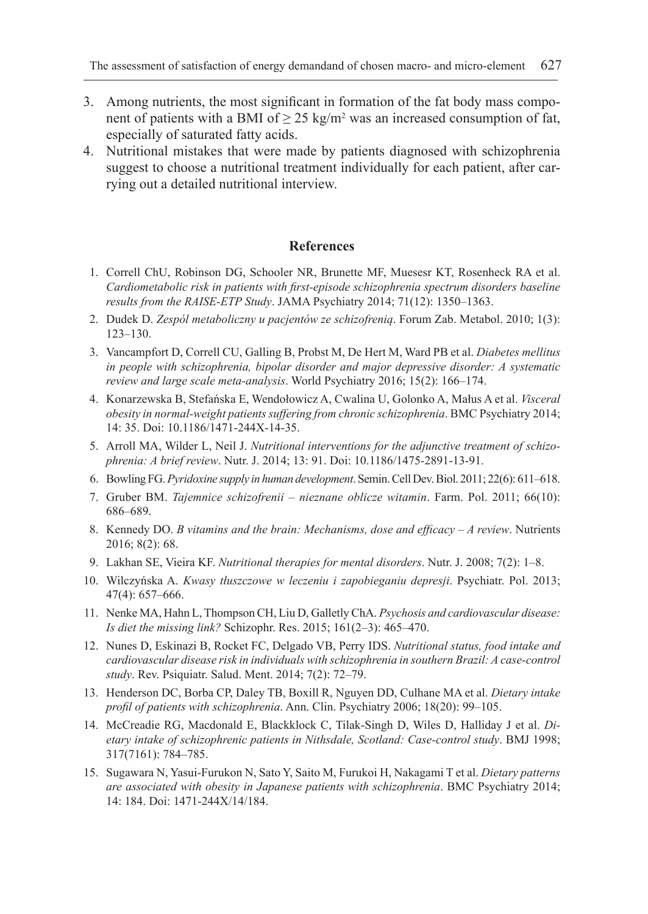3. Among nutrients, the most significant in formation of the fat body mass component of patients with a BMI of $\geq 25$ kg/m$^2$ was an increased consumption of fat, especially of saturated fatty acids.
4. Nutritional mistakes that were made by patients diagnosed with schizophrenia suggest to choose a nutritional treatment individually for each patient, after carrying out a detailed nutritional interview.

## References

1. Correll ChU, Robinson DG, Schooler NR, Brunette MF, Muesesr KT, Rosenheck RA et al. *Cardiometabolic risk in patients with first-episode schizophrenia spectrum disorders baseline results from the RAISE-ETP Study*. JAMA Psychiatry 2014; 71(12): 1350–1363.
2. Dudek D. *Zespól metaboliczny u pacjentów ze schizofrenią*. Forum Zab. Metabol. 2010; 1(3): 123–130.
3. Vancampfort D, Correll CU, Galling B, Probst M, De Hert M, Ward PB et al. *Diabetes mellitus in people with schizophrenia, bipolar disorder and major depressive disorder: A systematic review and large scale meta-analysis*. World Psychiatry 2016; 15(2): 166–174.
4. Konarzewska B, Stefańska E, Wendołowicz A, Cwalina U, Golonko A, Małus A et al. *Visceral obesity in normal-weight patients suffering from chronic schizophrenia*. BMC Psychiatry 2014; 14: 35. Doi: 10.1186/1471-244X-14-35.
5. Arroll MA, Wilder L, Neil J. *Nutritional interventions for the adjunctive treatment of schizophrenia: A brief review*. Nutr. J. 2014; 13: 91. Doi: 10.1186/1475-2891-13-91.
6. Bowling FG. *Pyridoxine supply in human development*. Semin. Cell Dev. Biol. 2011; 22(6): 611–618.
7. Gruber BM. *Tajemnice schizofrenii – nieznane oblicze witamin*. Farm. Pol. 2011; 66(10): 686–689.
8. Kennedy DO. *B vitamins and the brain: Mechanisms, dose and efficacy – A review*. Nutrients 2016; 8(2): 68.
9. Lakhan SE, Vieira KF. *Nutritional therapies for mental disorders*. Nutr. J. 2008; 7(2): 1–8.
10. Wilczyńska A. *Kwasy tłuszczowe w leczeniu i zapobieganiu depresji*. Psychiatr. Pol. 2013; 47(4): 657–666.
11. Nenke MA, Hahn L, Thompson CH, Liu D, Galletly ChA. *Psychosis and cardiovascular disease: Is diet the missing link?* Schizophr. Res. 2015; 161(2–3): 465–470.
12. Nunes D, Eskinazi B, Rocket FC, Delgado VB, Perry IDS. *Nutritional status, food intake and cardiovascular disease risk in individuals with schizophrenia in southern Brazil: A case-control study*. Rev. Psiquiatr. Salud. Ment. 2014; 7(2): 72–79.
13. Henderson DC, Borba CP, Daley TB, Boxill R, Nguyen DD, Culhane MA et al. *Dietary intake profil of patients with schizophrenia*. Ann. Clin. Psychiatry 2006; 18(20): 99–105.
14. McCreadie RG, Macdonald E, Blackklock C, Tilak-Singh D, Wiles D, Halliday J et al. *Dietary intake of schizophrenic patients in Nithsdale, Scotland: Case-control study*. BMJ 1998; 317(7161): 784–785.
15. Sugawara N, Yasui-Furukon N, Sato Y, Saito M, Furukoi H, Nakagami T et al. *Dietary patterns are associated with obesity in Japanese patients with schizophrenia*. BMC Psychiatry 2014; 14: 184. Doi: 1471-244X/14/184.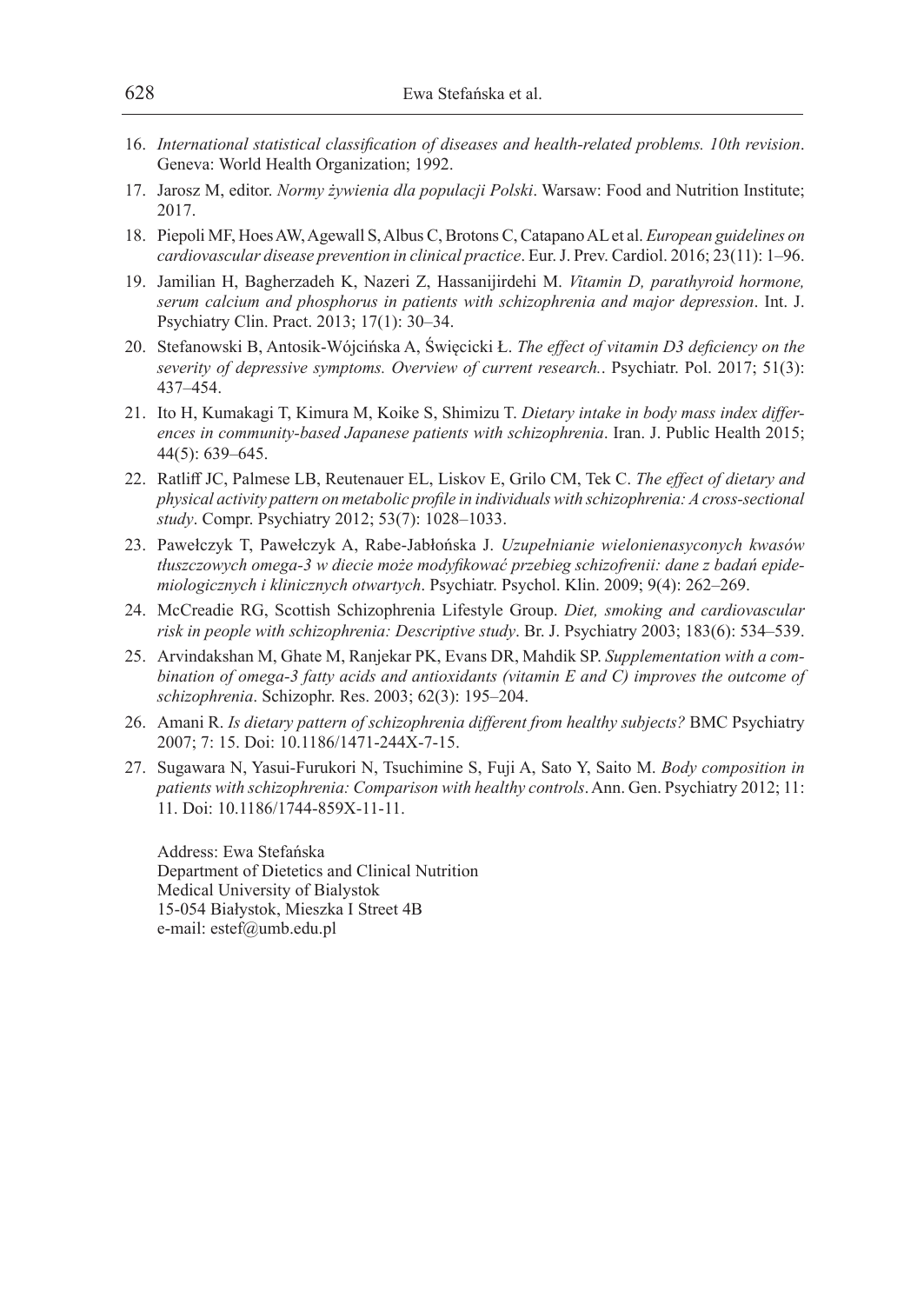16. *International statistical classification of diseases and health-related problems. 10th revision*. Geneva: World Health Organization; 1992.
17. Jarosz M, editor. *Normy żywienia dla populacji Polski*. Warsaw: Food and Nutrition Institute; 2017.
18. Piepoli MF, Hoes AW, Agewall S, Albus C, Brotons C, Catapano AL et al. *European guidelines on cardiovascular disease prevention in clinical practice*. Eur. J. Prev. Cardiol. 2016; 23(11): 1–96.
19. Jamilian H, Bagherzadeh K, Nazeri Z, Hassanijirdehi M. *Vitamin D, parathyroid hormone, serum calcium and phosphorus in patients with schizophrenia and major depression*. Int. J. Psychiatry Clin. Pract. 2013; 17(1): 30–34.
20. Stefanowski B, Antosik-Wójcińska A, Święcicki Ł. *The effect of vitamin D3 deficiency on the severity of depressive symptoms. Overview of current research.*. Psychiatr. Pol. 2017; 51(3): 437–454.
21. Ito H, Kumakagi T, Kimura M, Koike S, Shimizu T. *Dietary intake in body mass index differences in community-based Japanese patients with schizophrenia*. Iran. J. Public Health 2015; 44(5): 639–645.
22. Ratliff JC, Palmese LB, Reutenauer EL, Liskov E, Grilo CM, Tek C. *The effect of dietary and physical activity pattern on metabolic profile in individuals with schizophrenia: A cross-sectional study*. Compr. Psychiatry 2012; 53(7): 1028–1033.
23. Pawełczyk T, Pawełczyk A, Rabe-Jabłońska J. *Uzupełnianie wielonienasyconych kwasów tłuszczowych omega-3 w diecie może modyfikować przebieg schizofrenii: dane z badań epidemiologicznych i klinicznych otwartych*. Psychiatr. Psychol. Klin. 2009; 9(4): 262–269.
24. McCreadie RG, Scottish Schizophrenia Lifestyle Group. *Diet, smoking and cardiovascular risk in people with schizophrenia: Descriptive study*. Br. J. Psychiatry 2003; 183(6): 534–539.
25. Arvindakshan M, Ghate M, Ranjekar PK, Evans DR, Mahdik SP. *Supplementation with a combination of omega-3 fatty acids and antioxidants (vitamin E and C) improves the outcome of schizophrenia*. Schizophr. Res. 2003; 62(3): 195–204.
26. Amani R. *Is dietary pattern of schizophrenia different from healthy subjects?* BMC Psychiatry 2007; 7: 15. Doi: 10.1186/1471-244X-7-15.
27. Sugawara N, Yasui-Furukori N, Tsuchimine S, Fuji A, Sato Y, Saito M. *Body composition in patients with schizophrenia: Comparison with healthy controls*. Ann. Gen. Psychiatry 2012; 11: 11. Doi: 10.1186/1744-859X-11-11.

Address: Ewa Stefańska
Department of Dietetics and Clinical Nutrition
Medical University of Bialystok
15-054 Białystok, Mieszka I Street 4B
e-mail: estef@umb.edu.pl